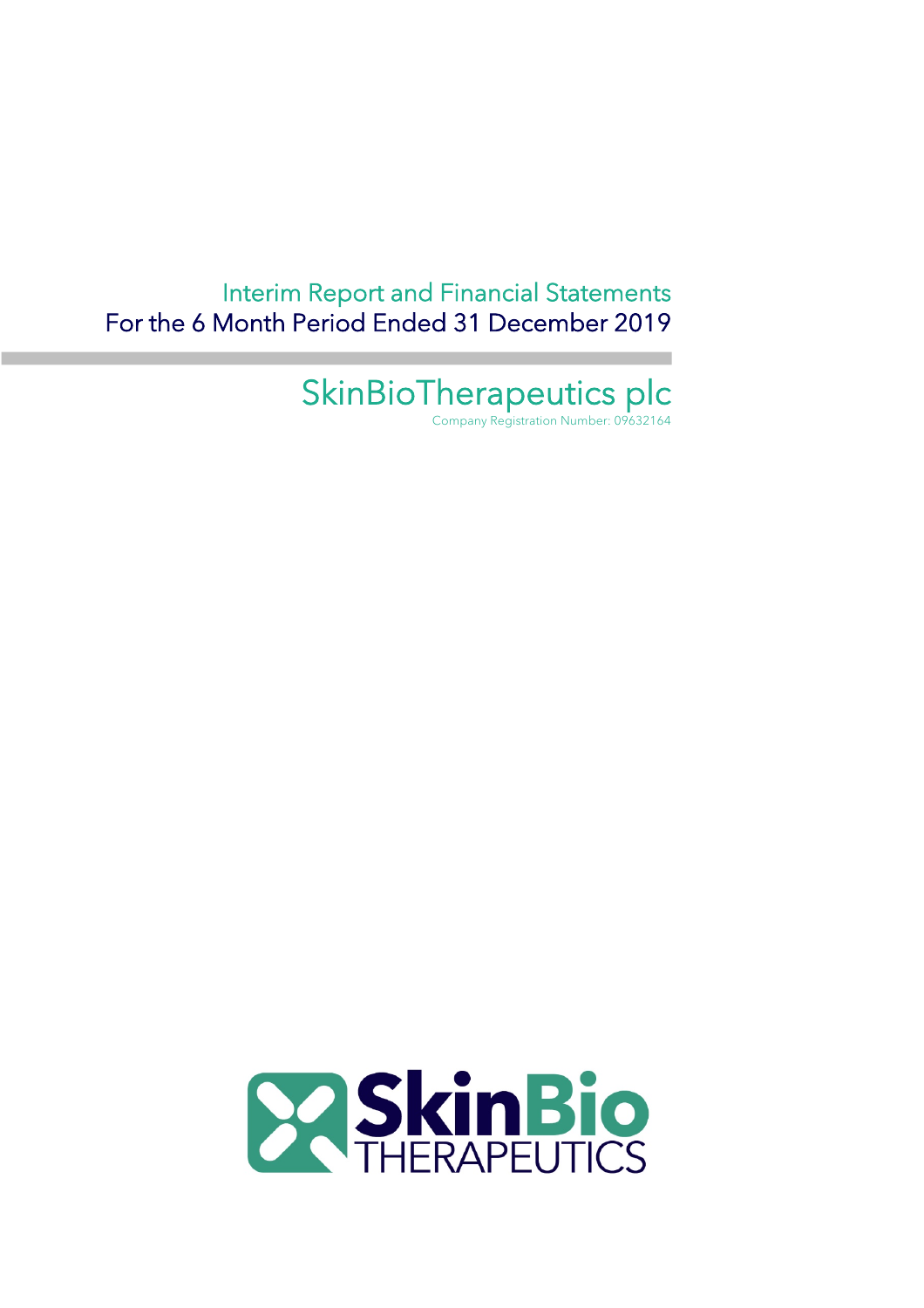# Interim Report and Financial Statements
## For the 6 Month Period Ended 31 December 2019

# SkinBioTherapeutics plc

Company Registration Number: 09632164

SkinBio THERAPEUTICS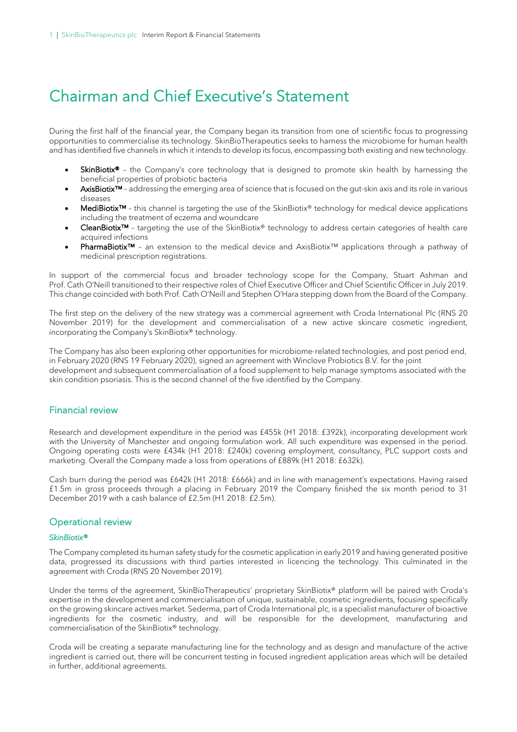# Chairman and Chief Executive's Statement

During the first half of the financial year, the Company began its transition from one of scientific focus to progressing opportunities to commercialise its technology. SkinBioTherapeutics seeks to harness the microbiome for human health and has identified five channels in which it intends to develop its focus, encompassing both existing and new technology.

- **SkinBiotix®** – the Company's core technology that is designed to promote skin health by harnessing the beneficial properties of probiotic bacteria
- **AxisBiotix™** – addressing the emerging area of science that is focused on the gut-skin axis and its role in various diseases
- **MediBiotix™** – this channel is targeting the use of the SkinBiotix® technology for medical device applications including the treatment of eczema and woundcare
- **CleanBiotix™** – targeting the use of the SkinBiotix® technology to address certain categories of health care acquired infections
- **PharmaBiotix™** – an extension to the medical device and AxisBiotix™ applications through a pathway of medicinal prescription registrations.

In support of the commercial focus and broader technology scope for the Company, Stuart Ashman and Prof. Cath O'Neill transitioned to their respective roles of Chief Executive Officer and Chief Scientific Officer in July 2019. This change coincided with both Prof. Cath O'Neill and Stephen O'Hara stepping down from the Board of the Company.

The first step on the delivery of the new strategy was a commercial agreement with Croda International Plc (RNS 20 November 2019) for the development and commercialisation of a new active skincare cosmetic ingredient, incorporating the Company's SkinBiotix® technology.

The Company has also been exploring other opportunities for microbiome-related technologies, and post period end, in February 2020 (RNS 19 February 2020), signed an agreement with Winclove Probiotics B.V. for the joint development and subsequent commercialisation of a food supplement to help manage symptoms associated with the skin condition psoriasis. This is the second channel of the five identified by the Company.

## Financial review

Research and development expenditure in the period was £455k (H1 2018: £392k), incorporating development work with the University of Manchester and ongoing formulation work. All such expenditure was expensed in the period. Ongoing operating costs were £434k (H1 2018: £240k) covering employment, consultancy, PLC support costs and marketing. Overall the Company made a loss from operations of £889k (H1 2018: £632k).

Cash burn during the period was £642k (H1 2018: £666k) and in line with management's expectations. Having raised £1.5m in gross proceeds through a placing in February 2019 the Company finished the six month period to 31 December 2019 with a cash balance of £2.5m (H1 2018: £2.5m).

## Operational review

### *SkinBiotix®*

The Company completed its human safety study for the cosmetic application in early 2019 and having generated positive data, progressed its discussions with third parties interested in licencing the technology. This culminated in the agreement with Croda (RNS 20 November 2019).

Under the terms of the agreement, SkinBioTherapeutics' proprietary SkinBiotix® platform will be paired with Croda's expertise in the development and commercialisation of unique, sustainable, cosmetic ingredients, focusing specifically on the growing skincare actives market. Sederma, part of Croda International plc, is a specialist manufacturer of bioactive ingredients for the cosmetic industry, and will be responsible for the development, manufacturing and commercialisation of the SkinBiotix® technology.

Croda will be creating a separate manufacturing line for the technology and as design and manufacture of the active ingredient is carried out, there will be concurrent testing in focused ingredient application areas which will be detailed in further, additional agreements.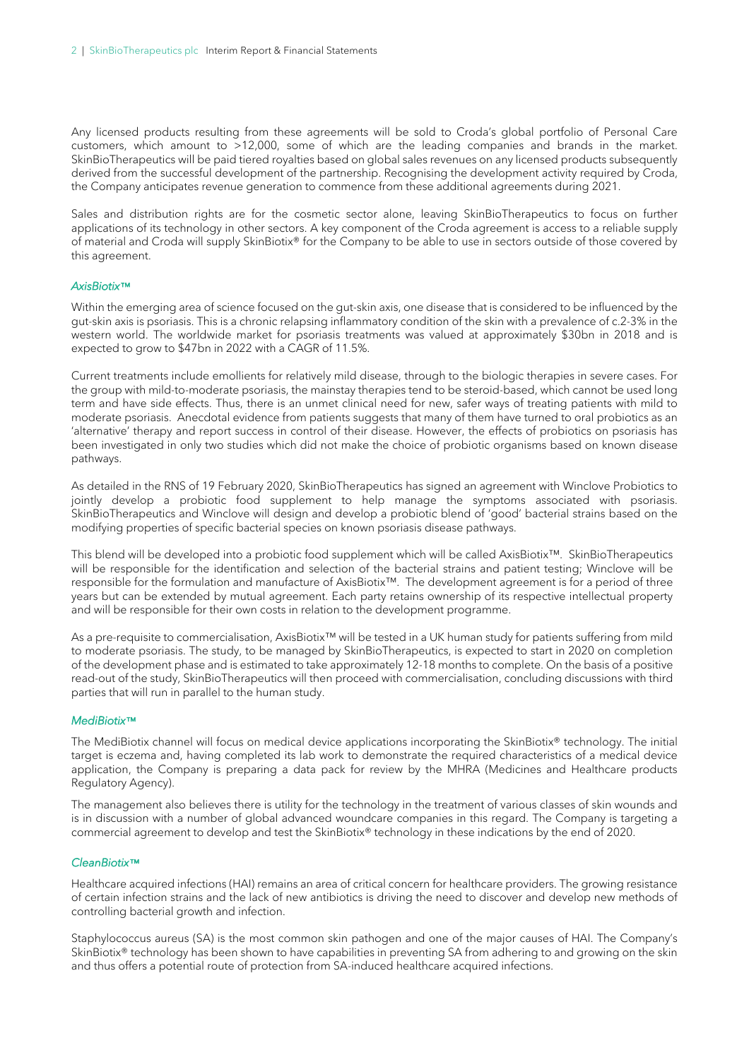Any licensed products resulting from these agreements will be sold to Croda's global portfolio of Personal Care customers, which amount to >12,000, some of which are the leading companies and brands in the market. SkinBioTherapeutics will be paid tiered royalties based on global sales revenues on any licensed products subsequently derived from the successful development of the partnership. Recognising the development activity required by Croda, the Company anticipates revenue generation to commence from these additional agreements during 2021.

Sales and distribution rights are for the cosmetic sector alone, leaving SkinBioTherapeutics to focus on further applications of its technology in other sectors. A key component of the Croda agreement is access to a reliable supply of material and Croda will supply SkinBiotix® for the Company to be able to use in sectors outside of those covered by this agreement.

### *AxisBiotix™*

Within the emerging area of science focused on the gut-skin axis, one disease that is considered to be influenced by the gut-skin axis is psoriasis. This is a chronic relapsing inflammatory condition of the skin with a prevalence of c.2-3% in the western world. The worldwide market for psoriasis treatments was valued at approximately $30bn in 2018 and is expected to grow to $47bn in 2022 with a CAGR of 11.5%.

Current treatments include emollients for relatively mild disease, through to the biologic therapies in severe cases. For the group with mild-to-moderate psoriasis, the mainstay therapies tend to be steroid-based, which cannot be used long term and have side effects. Thus, there is an unmet clinical need for new, safer ways of treating patients with mild to moderate psoriasis. Anecdotal evidence from patients suggests that many of them have turned to oral probiotics as an 'alternative' therapy and report success in control of their disease. However, the effects of probiotics on psoriasis has been investigated in only two studies which did not make the choice of probiotic organisms based on known disease pathways.

As detailed in the RNS of 19 February 2020, SkinBioTherapeutics has signed an agreement with Winclove Probiotics to jointly develop a probiotic food supplement to help manage the symptoms associated with psoriasis. SkinBioTherapeutics and Winclove will design and develop a probiotic blend of 'good' bacterial strains based on the modifying properties of specific bacterial species on known psoriasis disease pathways.

This blend will be developed into a probiotic food supplement which will be called AxisBiotix™. SkinBioTherapeutics will be responsible for the identification and selection of the bacterial strains and patient testing; Winclove will be responsible for the formulation and manufacture of AxisBiotix™. The development agreement is for a period of three years but can be extended by mutual agreement. Each party retains ownership of its respective intellectual property and will be responsible for their own costs in relation to the development programme.

As a pre-requisite to commercialisation, AxisBiotix™ will be tested in a UK human study for patients suffering from mild to moderate psoriasis. The study, to be managed by SkinBioTherapeutics, is expected to start in 2020 on completion of the development phase and is estimated to take approximately 12-18 months to complete. On the basis of a positive read-out of the study, SkinBioTherapeutics will then proceed with commercialisation, concluding discussions with third parties that will run in parallel to the human study.

### *MediBiotix™*

The MediBiotix channel will focus on medical device applications incorporating the SkinBiotix® technology. The initial target is eczema and, having completed its lab work to demonstrate the required characteristics of a medical device application, the Company is preparing a data pack for review by the MHRA (Medicines and Healthcare products Regulatory Agency).

The management also believes there is utility for the technology in the treatment of various classes of skin wounds and is in discussion with a number of global advanced woundcare companies in this regard. The Company is targeting a commercial agreement to develop and test the SkinBiotix® technology in these indications by the end of 2020.

### *CleanBiotix™*

Healthcare acquired infections (HAI) remains an area of critical concern for healthcare providers. The growing resistance of certain infection strains and the lack of new antibiotics is driving the need to discover and develop new methods of controlling bacterial growth and infection.

Staphylococcus aureus (SA) is the most common skin pathogen and one of the major causes of HAI. The Company's SkinBiotix® technology has been shown to have capabilities in preventing SA from adhering to and growing on the skin and thus offers a potential route of protection from SA-induced healthcare acquired infections.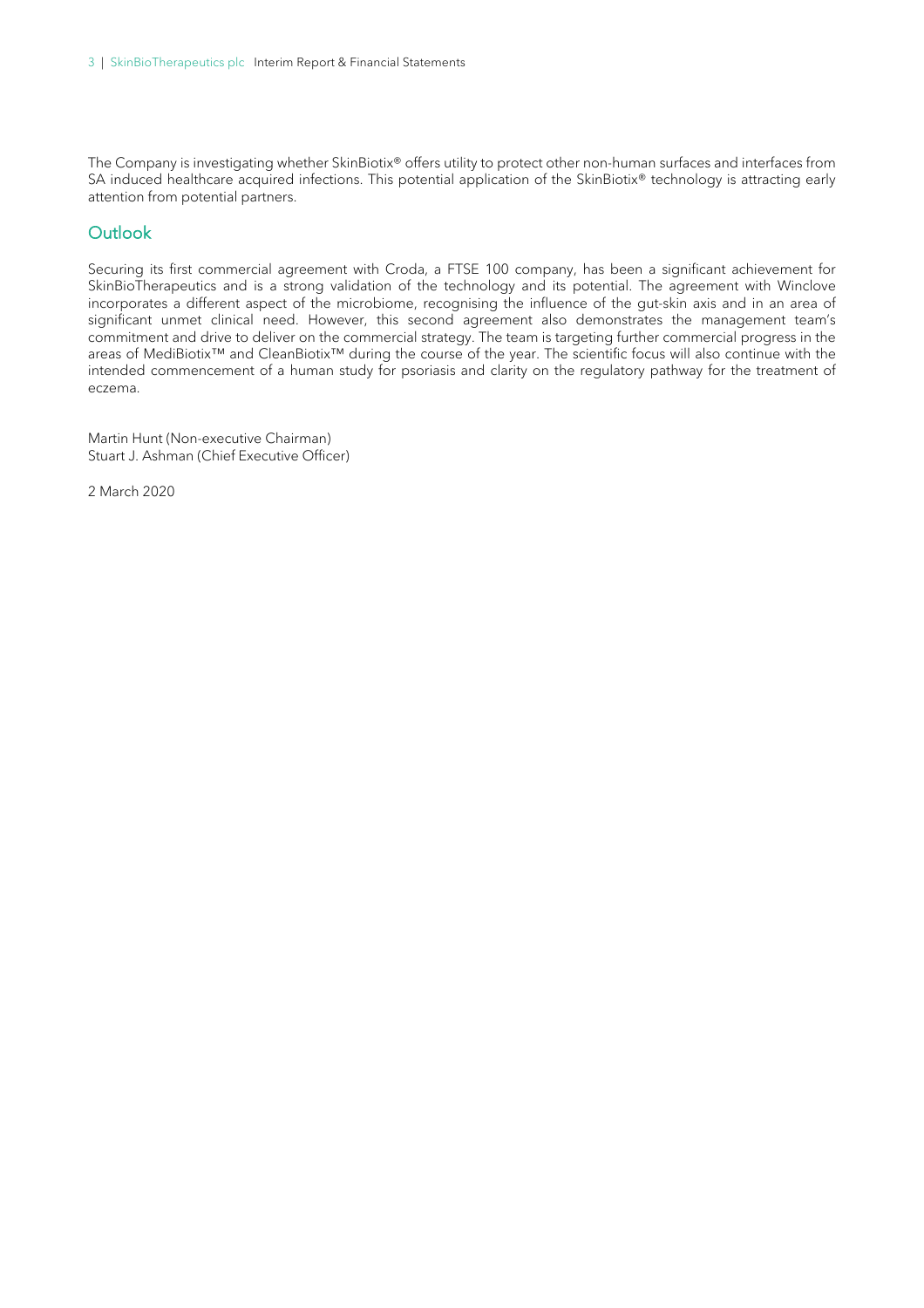The Company is investigating whether SkinBiotix® offers utility to protect other non-human surfaces and interfaces from SA induced healthcare acquired infections. This potential application of the SkinBiotix® technology is attracting early attention from potential partners.

## Outlook

Securing its first commercial agreement with Croda, a FTSE 100 company, has been a significant achievement for SkinBioTherapeutics and is a strong validation of the technology and its potential. The agreement with Winclove incorporates a different aspect of the microbiome, recognising the influence of the gut-skin axis and in an area of significant unmet clinical need. However, this second agreement also demonstrates the management team's commitment and drive to deliver on the commercial strategy. The team is targeting further commercial progress in the areas of MediBiotix™ and CleanBiotix™ during the course of the year. The scientific focus will also continue with the intended commencement of a human study for psoriasis and clarity on the regulatory pathway for the treatment of eczema.

Martin Hunt (Non-executive Chairman)
Stuart J. Ashman (Chief Executive Officer)

2 March 2020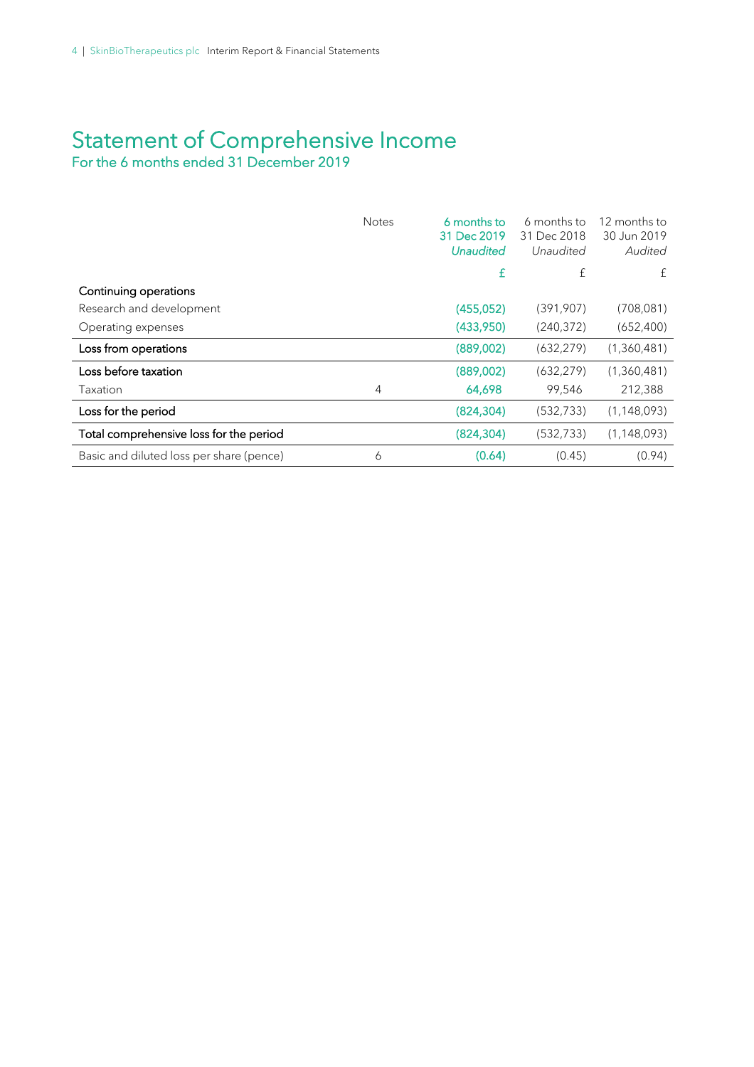# Statement of Comprehensive Income

## For the 6 months ended 31 December 2019

| | Notes | 6 months to 31 Dec 2019 *Unaudited* | 6 months to 31 Dec 2018 *Unaudited* | 12 months to 30 Jun 2019 *Audited* |
|---|---|---|---|---|
| | | £ | £ | £ |
| **Continuing operations** | | | | |
| Research and development | | (455,052) | (391,907) | (708,081) |
| Operating expenses | | (433,950) | (240,372) | (652,400) |
| **Loss from operations** | | (889,002) | (632,279) | (1,360,481) |
| **Loss before taxation** | | (889,002) | (632,279) | (1,360,481) |
| Taxation | 4 | 64,698 | 99,546 | 212,388 |
| **Loss for the period** | | (824,304) | (532,733) | (1,148,093) |
| **Total comprehensive loss for the period** | | (824,304) | (532,733) | (1,148,093) |
| Basic and diluted loss per share (pence) | 6 | (0.64) | (0.45) | (0.94) |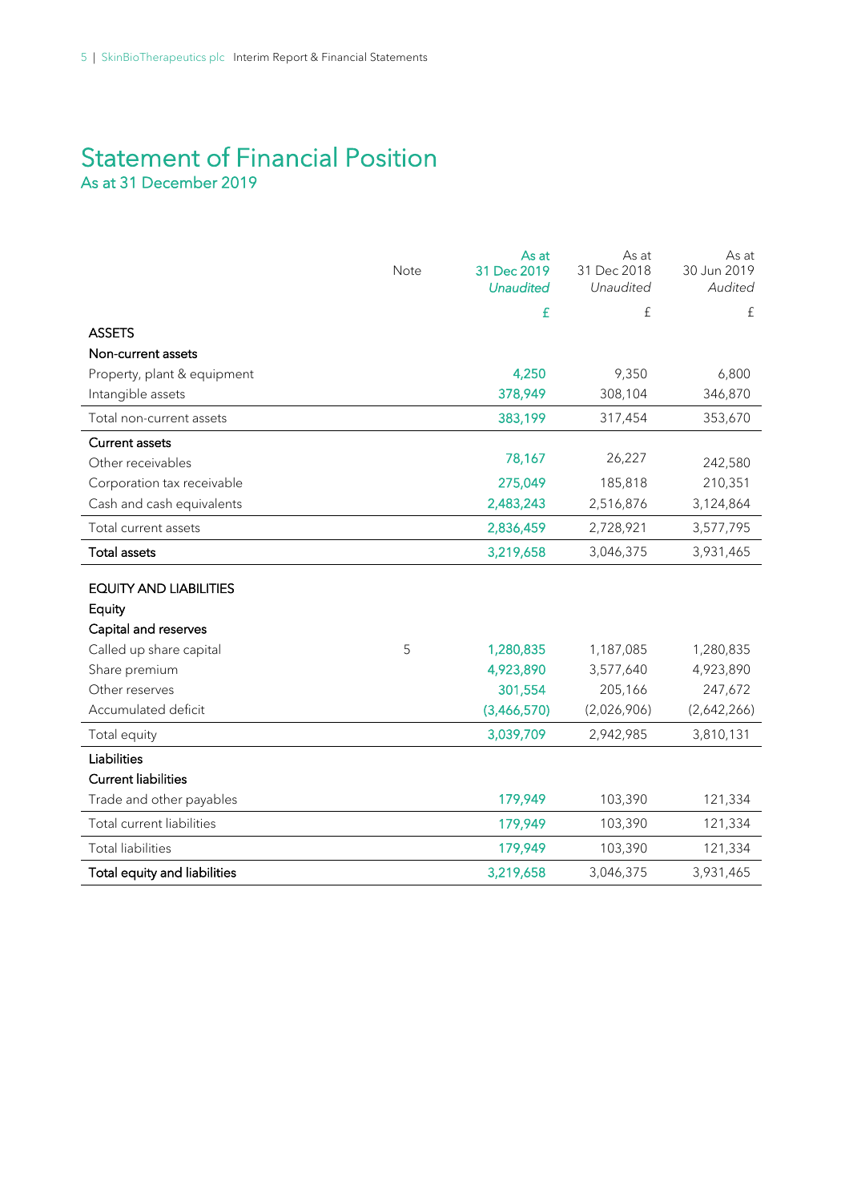# Statement of Financial Position

## As at 31 December 2019

| | Note | As at 31 Dec 2019 *Unaudited* | As at 31 Dec 2018 *Unaudited* | As at 30 Jun 2019 *Audited* |
|---|---|---|---|---|
| | | £ | £ | £ |
| **ASSETS** | | | | |
| **Non-current assets** | | | | |
| Property, plant & equipment | | 4,250 | 9,350 | 6,800 |
| Intangible assets | | 378,949 | 308,104 | 346,870 |
| Total non-current assets | | 383,199 | 317,454 | 353,670 |
| **Current assets** | | | | |
| Other receivables | | 78,167 | 26,227 | 242,580 |
| Corporation tax receivable | | 275,049 | 185,818 | 210,351 |
| Cash and cash equivalents | | 2,483,243 | 2,516,876 | 3,124,864 |
| Total current assets | | 2,836,459 | 2,728,921 | 3,577,795 |
| **Total assets** | | 3,219,658 | 3,046,375 | 3,931,465 |
| **EQUITY AND LIABILITIES** | | | | |
| **Equity** | | | | |
| **Capital and reserves** | | | | |
| Called up share capital | 5 | 1,280,835 | 1,187,085 | 1,280,835 |
| Share premium | | 4,923,890 | 3,577,640 | 4,923,890 |
| Other reserves | | 301,554 | 205,166 | 247,672 |
| Accumulated deficit | | (3,466,570) | (2,026,906) | (2,642,266) |
| Total equity | | 3,039,709 | 2,942,985 | 3,810,131 |
| **Liabilities** | | | | |
| **Current liabilities** | | | | |
| Trade and other payables | | 179,949 | 103,390 | 121,334 |
| Total current liabilities | | 179,949 | 103,390 | 121,334 |
| Total liabilities | | 179,949 | 103,390 | 121,334 |
| **Total equity and liabilities** | | 3,219,658 | 3,046,375 | 3,931,465 |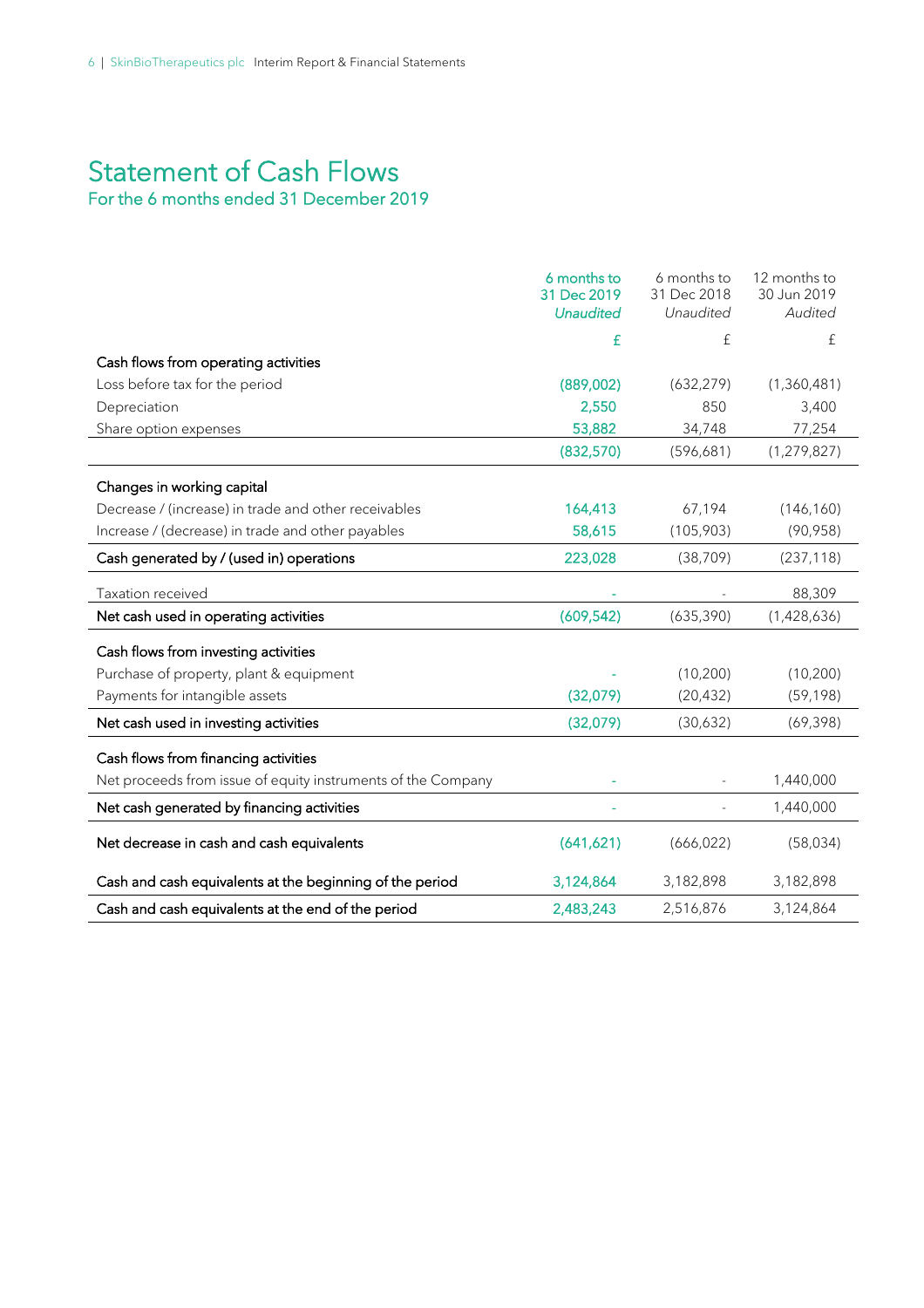# Statement of Cash Flows

## For the 6 months ended 31 December 2019

| | 6 months to 31 Dec 2019 *Unaudited* | 6 months to 31 Dec 2018 *Unaudited* | 12 months to 30 Jun 2019 *Audited* |
|---|---|---|---|
| | £ | £ | £ |
| Cash flows from operating activities | | | |
| Loss before tax for the period | (889,002) | (632,279) | (1,360,481) |
| Depreciation | 2,550 | 850 | 3,400 |
| Share option expenses | 53,882 | 34,748 | 77,254 |
| | (832,570) | (596,681) | (1,279,827) |
| Changes in working capital | | | |
| Decrease / (increase) in trade and other receivables | 164,413 | 67,194 | (146,160) |
| Increase / (decrease) in trade and other payables | 58,615 | (105,903) | (90,958) |
| Cash generated by / (used in) operations | 223,028 | (38,709) | (237,118) |
| Taxation received | - | - | 88,309 |
| Net cash used in operating activities | (609,542) | (635,390) | (1,428,636) |
| Cash flows from investing activities | | | |
| Purchase of property, plant & equipment | - | (10,200) | (10,200) |
| Payments for intangible assets | (32,079) | (20,432) | (59,198) |
| Net cash used in investing activities | (32,079) | (30,632) | (69,398) |
| Cash flows from financing activities | | | |
| Net proceeds from issue of equity instruments of the Company | - | - | 1,440,000 |
| Net cash generated by financing activities | - | - | 1,440,000 |
| Net decrease in cash and cash equivalents | (641,621) | (666,022) | (58,034) |
| Cash and cash equivalents at the beginning of the period | 3,124,864 | 3,182,898 | 3,182,898 |
| Cash and cash equivalents at the end of the period | 2,483,243 | 2,516,876 | 3,124,864 |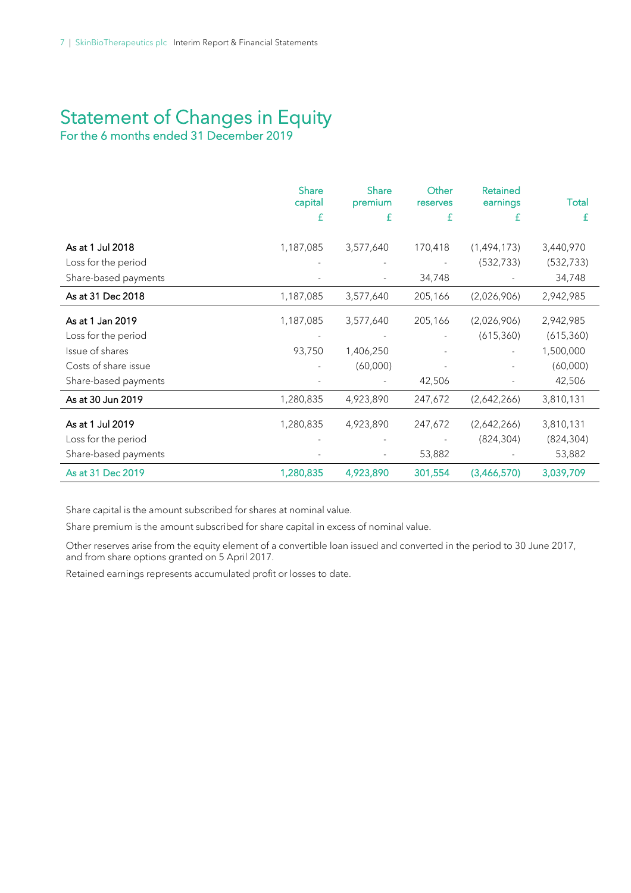# Statement of Changes in Equity

For the 6 months ended 31 December 2019

| | Share capital £ | Share premium £ | Other reserves £ | Retained earnings £ | Total £ |
|---|---|---|---|---|---|
| **As at 1 Jul 2018** | 1,187,085 | 3,577,640 | 170,418 | (1,494,173) | 3,440,970 |
| Loss for the period | - | - | - | (532,733) | (532,733) |
| Share-based payments | - | - | 34,748 | - | 34,748 |
| **As at 31 Dec 2018** | 1,187,085 | 3,577,640 | 205,166 | (2,026,906) | 2,942,985 |
| **As at 1 Jan 2019** | 1,187,085 | 3,577,640 | 205,166 | (2,026,906) | 2,942,985 |
| Loss for the period | - | - | - | (615,360) | (615,360) |
| Issue of shares | 93,750 | 1,406,250 | - | - | 1,500,000 |
| Costs of share issue | - | (60,000) | - | - | (60,000) |
| Share-based payments | - | - | 42,506 | - | 42,506 |
| **As at 30 Jun 2019** | 1,280,835 | 4,923,890 | 247,672 | (2,642,266) | 3,810,131 |
| **As at 1 Jul 2019** | 1,280,835 | 4,923,890 | 247,672 | (2,642,266) | 3,810,131 |
| Loss for the period | - | - | - | (824,304) | (824,304) |
| Share-based payments | - | - | 53,882 | - | 53,882 |
| **As at 31 Dec 2019** | **1,280,835** | **4,923,890** | **301,554** | **(3,466,570)** | **3,039,709** |

Share capital is the amount subscribed for shares at nominal value.

Share premium is the amount subscribed for share capital in excess of nominal value.

Other reserves arise from the equity element of a convertible loan issued and converted in the period to 30 June 2017, and from share options granted on 5 April 2017.

Retained earnings represents accumulated profit or losses to date.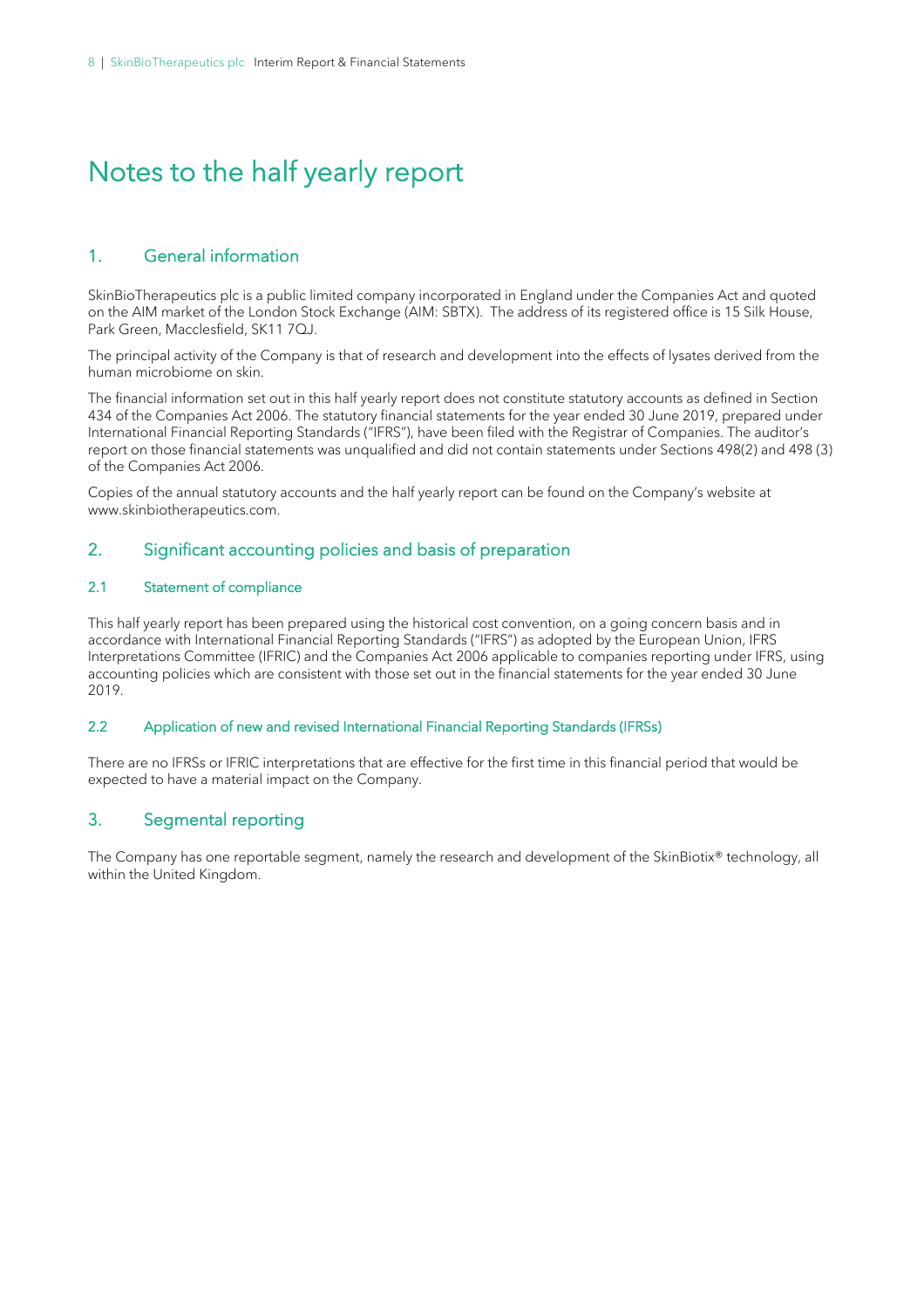# Notes to the half yearly report

## 1. General information

SkinBioTherapeutics plc is a public limited company incorporated in England under the Companies Act and quoted on the AIM market of the London Stock Exchange (AIM: SBTX). The address of its registered office is 15 Silk House, Park Green, Macclesfield, SK11 7QJ.

The principal activity of the Company is that of research and development into the effects of lysates derived from the human microbiome on skin.

The financial information set out in this half yearly report does not constitute statutory accounts as defined in Section 434 of the Companies Act 2006. The statutory financial statements for the year ended 30 June 2019, prepared under International Financial Reporting Standards ("IFRS"), have been filed with the Registrar of Companies. The auditor's report on those financial statements was unqualified and did not contain statements under Sections 498(2) and 498 (3) of the Companies Act 2006.

Copies of the annual statutory accounts and the half yearly report can be found on the Company's website at www.skinbiotherapeutics.com.

## 2. Significant accounting policies and basis of preparation

### 2.1 Statement of compliance

This half yearly report has been prepared using the historical cost convention, on a going concern basis and in accordance with International Financial Reporting Standards ("IFRS") as adopted by the European Union, IFRS Interpretations Committee (IFRIC) and the Companies Act 2006 applicable to companies reporting under IFRS, using accounting policies which are consistent with those set out in the financial statements for the year ended 30 June 2019.

### 2.2 Application of new and revised International Financial Reporting Standards (IFRSs)

There are no IFRSs or IFRIC interpretations that are effective for the first time in this financial period that would be expected to have a material impact on the Company.

## 3. Segmental reporting

The Company has one reportable segment, namely the research and development of the SkinBiotix® technology, all within the United Kingdom.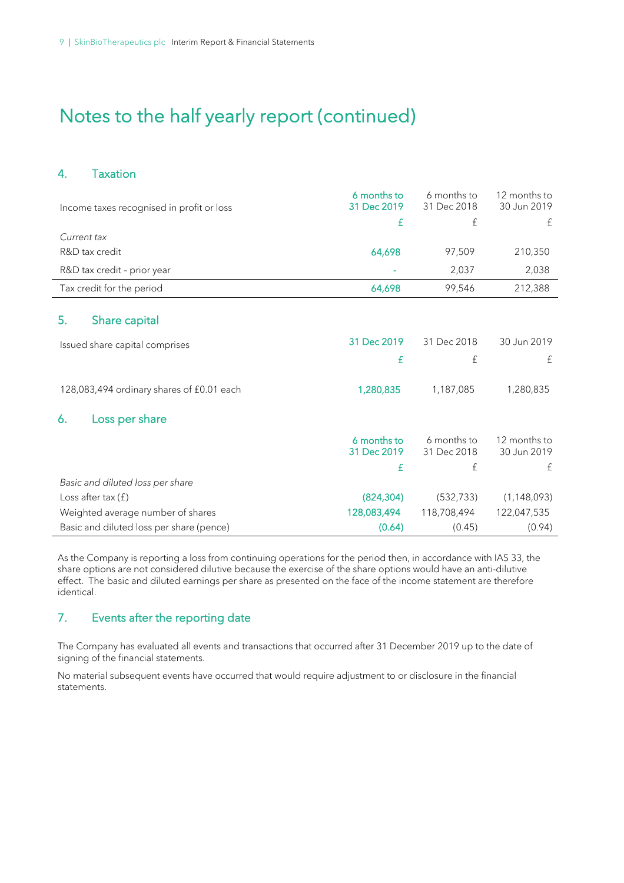# Notes to the half yearly report (continued)

## 4. Taxation

| Income taxes recognised in profit or loss | 6 months to 31 Dec 2019 | 6 months to 31 Dec 2018 | 12 months to 30 Jun 2019 |
|---|---|---|---|
| | £ | £ | £ |
| *Current tax* | | | |
| R&D tax credit | 64,698 | 97,509 | 210,350 |
| R&D tax credit – prior year | - | 2,037 | 2,038 |
| Tax credit for the period | 64,698 | 99,546 | 212,388 |

## 5. Share capital

| Issued share capital comprises | 31 Dec 2019 | 31 Dec 2018 | 30 Jun 2019 |
|---|---|---|---|
| | £ | £ | £ |
| 128,083,494 ordinary shares of £0.01 each | 1,280,835 | 1,187,085 | 1,280,835 |

## 6. Loss per share

| | 6 months to 31 Dec 2019 | 6 months to 31 Dec 2018 | 12 months to 30 Jun 2019 |
|---|---|---|---|
| | £ | £ | £ |
| *Basic and diluted loss per share* | | | |
| Loss after tax (£) | (824,304) | (532,733) | (1,148,093) |
| Weighted average number of shares | 128,083,494 | 118,708,494 | 122,047,535 |
| Basic and diluted loss per share (pence) | (0.64) | (0.45) | (0.94) |

As the Company is reporting a loss from continuing operations for the period then, in accordance with IAS 33, the share options are not considered dilutive because the exercise of the share options would have an anti-dilutive effect. The basic and diluted earnings per share as presented on the face of the income statement are therefore identical.

## 7. Events after the reporting date

The Company has evaluated all events and transactions that occurred after 31 December 2019 up to the date of signing of the financial statements.

No material subsequent events have occurred that would require adjustment to or disclosure in the financial statements.